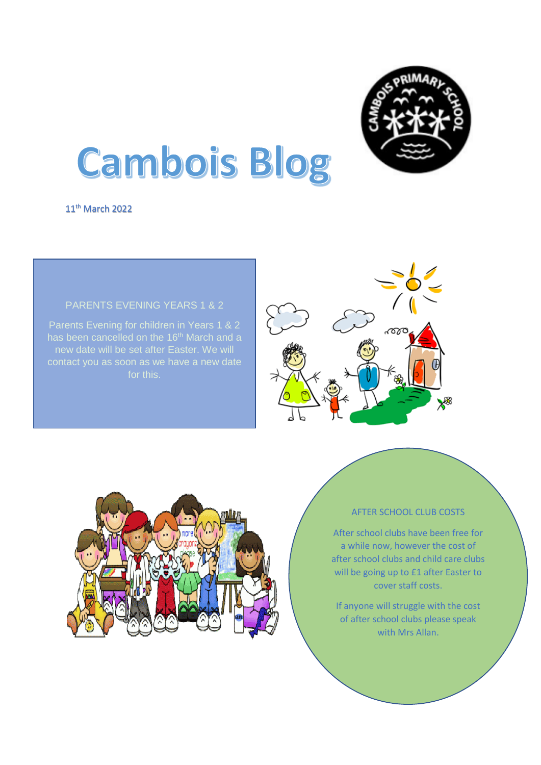# Cambois Blog

11th March 2022

## PARENTS EVENING YEARS 1 & 2

Parents Evening for children in Years 1 & 2 has been cancelled on the 16th March and a new date will be set after Easter. We will contact you as soon as we have a new date for this.

## AFTER SCHOOL CLUB COSTS

After school clubs have been free for a while now, however the cost of after school clubs and child care clubs will be going up to £1 after Easter to cover staff costs.

If anyone will struggle with the cost of after school clubs please speak with Mrs Allan.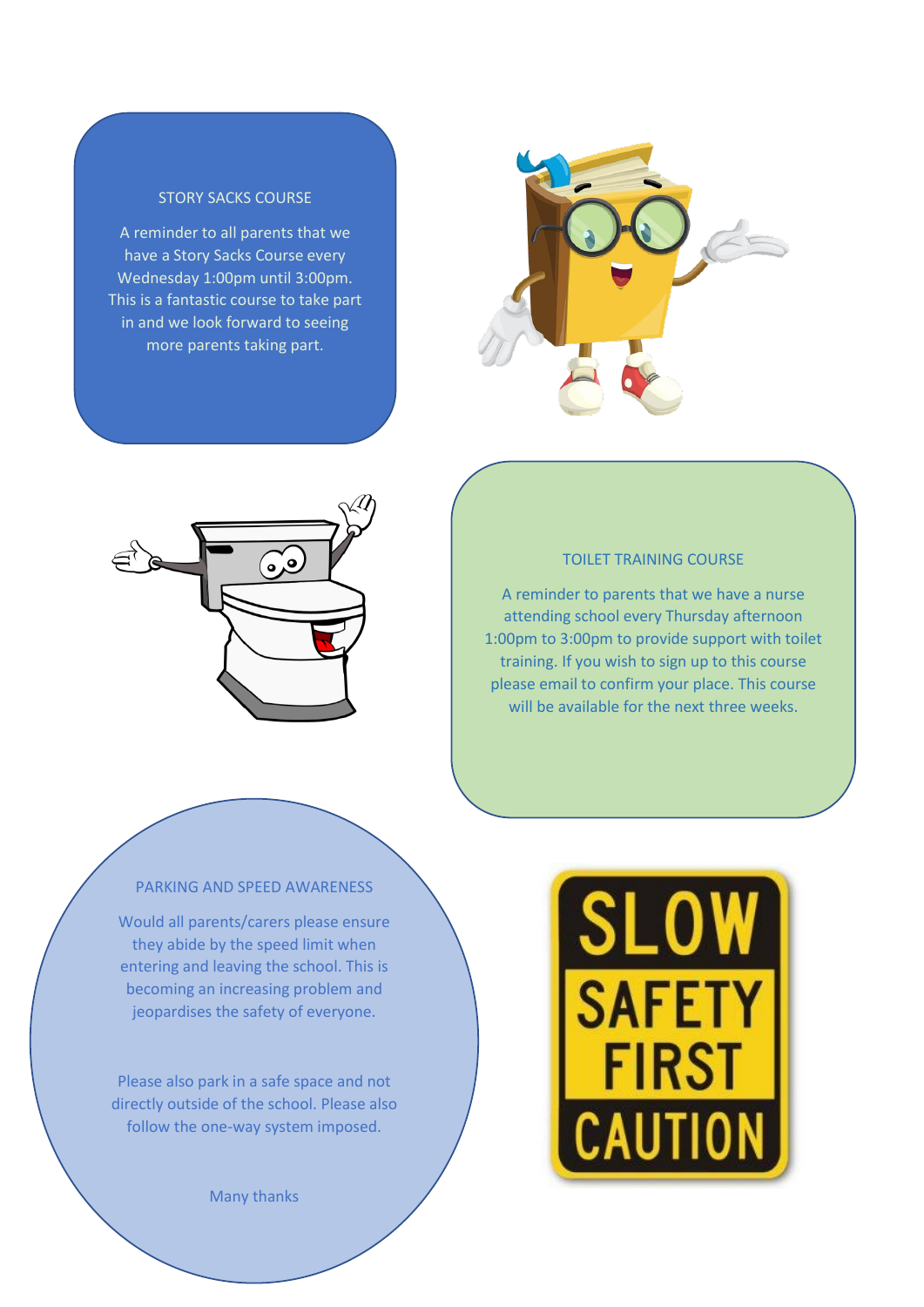## STORY SACKS COURSE

A reminder to all parents that we have a Story Sacks Course every Wednesday 1:00pm until 3:00pm. This is a fantastic course to take part in and we look forward to seeing more parents taking part.

## TOILET TRAINING COURSE

A reminder to parents that we have a nurse attending school every Thursday afternoon 1:00pm to 3:00pm to provide support with toilet training. If you wish to sign up to this course please email to confirm your place. This course will be available for the next three weeks.

## PARKING AND SPEED AWARENESS

Would all parents/carers please ensure they abide by the speed limit when entering and leaving the school. This is becoming an increasing problem and jeopardises the safety of everyone.

Please also park in a safe space and not directly outside of the school. Please also follow the one-way system imposed.

Many thanks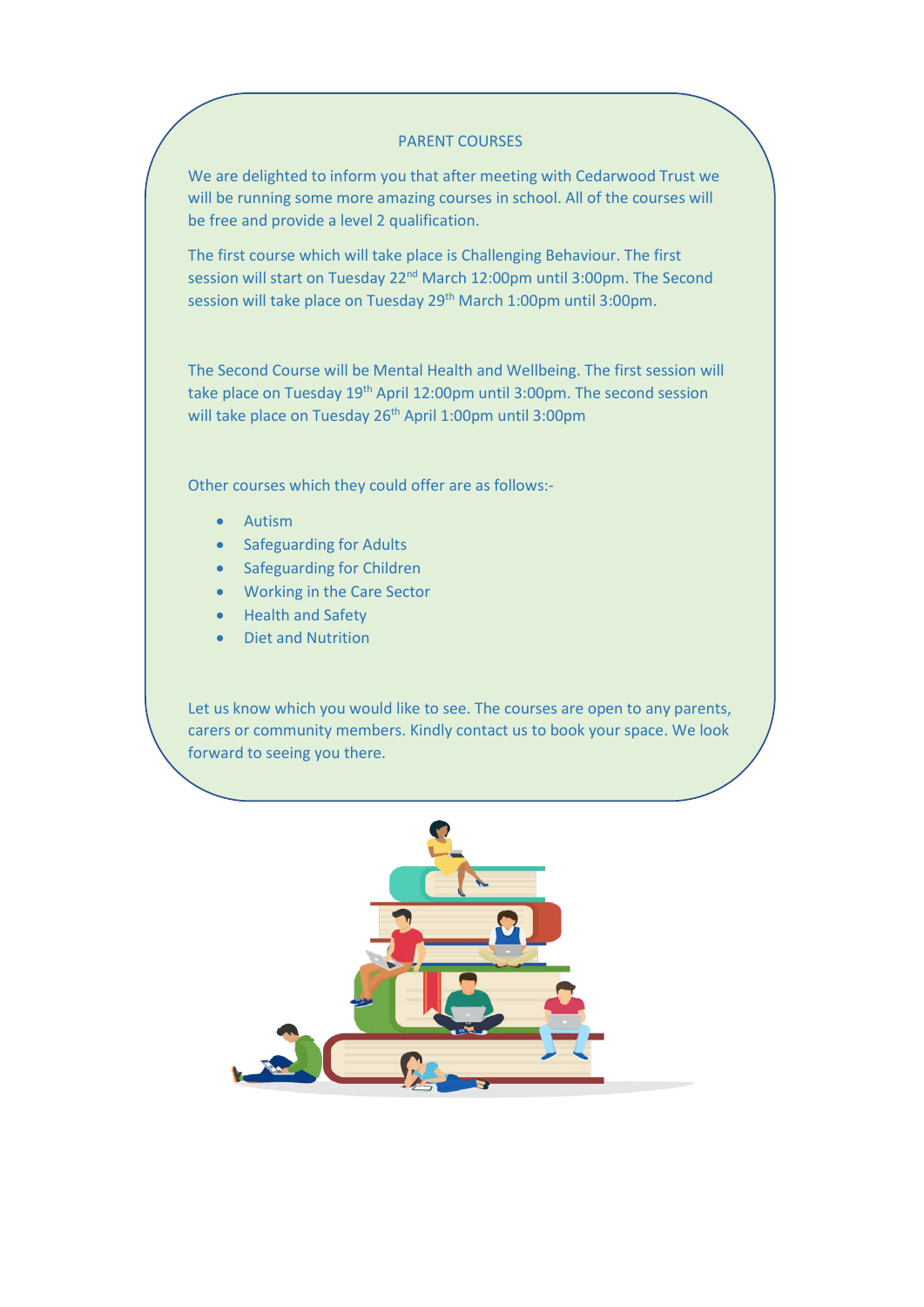## PARENT COURSES

We are delighted to inform you that after meeting with Cedarwood Trust we will be running some more amazing courses in school. All of the courses will be free and provide a level 2 qualification.

The first course which will take place is Challenging Behaviour. The first session will start on Tuesday 22nd March 12:00pm until 3:00pm. The Second session will take place on Tuesday 29th March 1:00pm until 3:00pm.

The Second Course will be Mental Health and Wellbeing. The first session will take place on Tuesday 19th April 12:00pm until 3:00pm. The second session will take place on Tuesday 26th April 1:00pm until 3:00pm

Other courses which they could offer are as follows:-

- Autism
- Safeguarding for Adults
- Safeguarding for Children
- Working in the Care Sector
- Health and Safety
- Diet and Nutrition

Let us know which you would like to see. The courses are open to any parents, carers or community members. Kindly contact us to book your space. We look forward to seeing you there.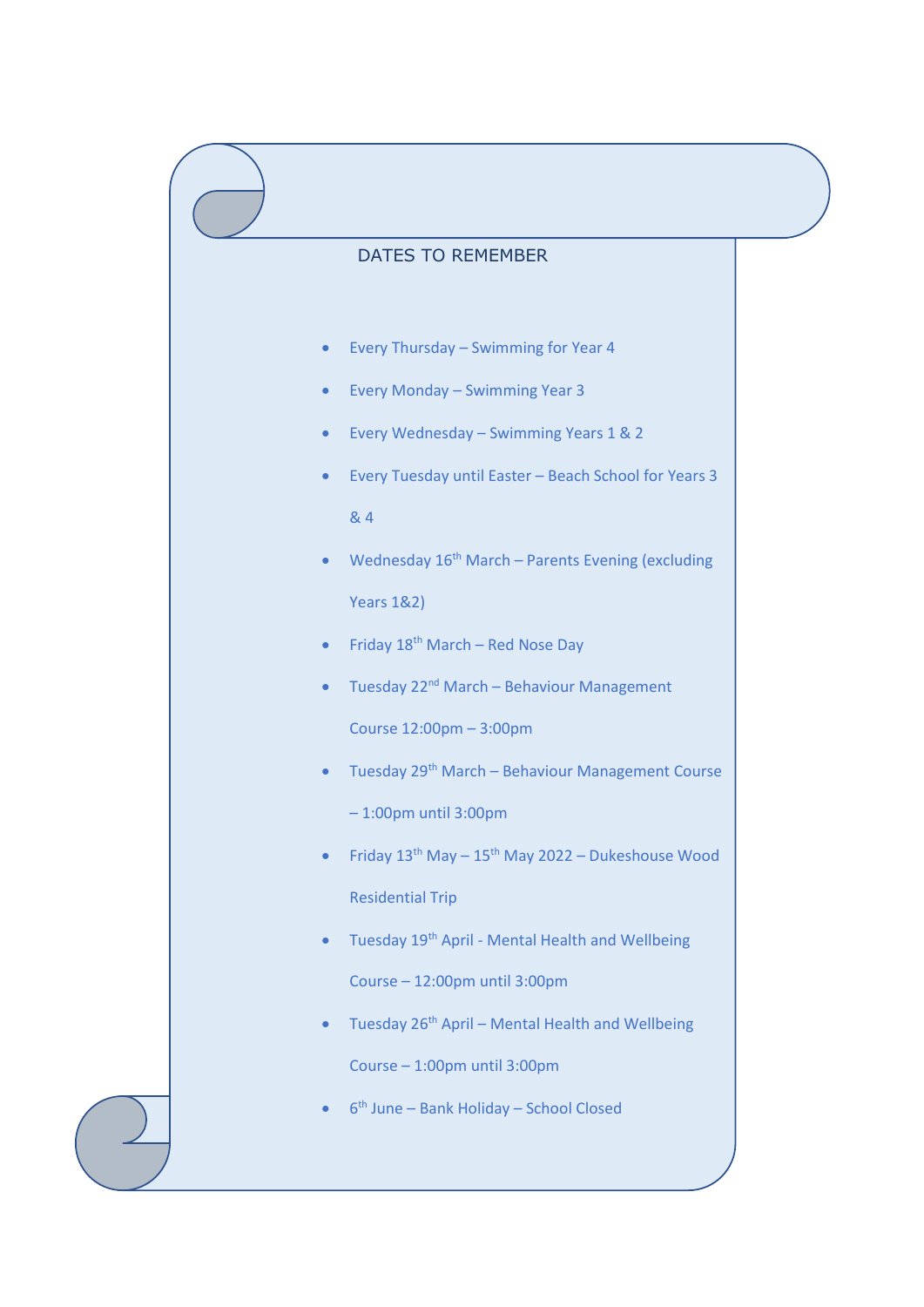## DATES TO REMEMBER

- Every Thursday – Swimming for Year 4
- Every Monday – Swimming Year 3
- Every Wednesday – Swimming Years 1 & 2
- Every Tuesday until Easter – Beach School for Years 3 & 4
- Wednesday 16th March – Parents Evening (excluding Years 1&2)
- Friday 18th March – Red Nose Day
- Tuesday 22nd March – Behaviour Management Course 12:00pm – 3:00pm
- Tuesday 29th March – Behaviour Management Course – 1:00pm until 3:00pm
- Friday 13th May – 15th May 2022 – Dukeshouse Wood Residential Trip
- Tuesday 19th April - Mental Health and Wellbeing Course – 12:00pm until 3:00pm
- Tuesday 26th April – Mental Health and Wellbeing Course – 1:00pm until 3:00pm
- 6th June – Bank Holiday – School Closed